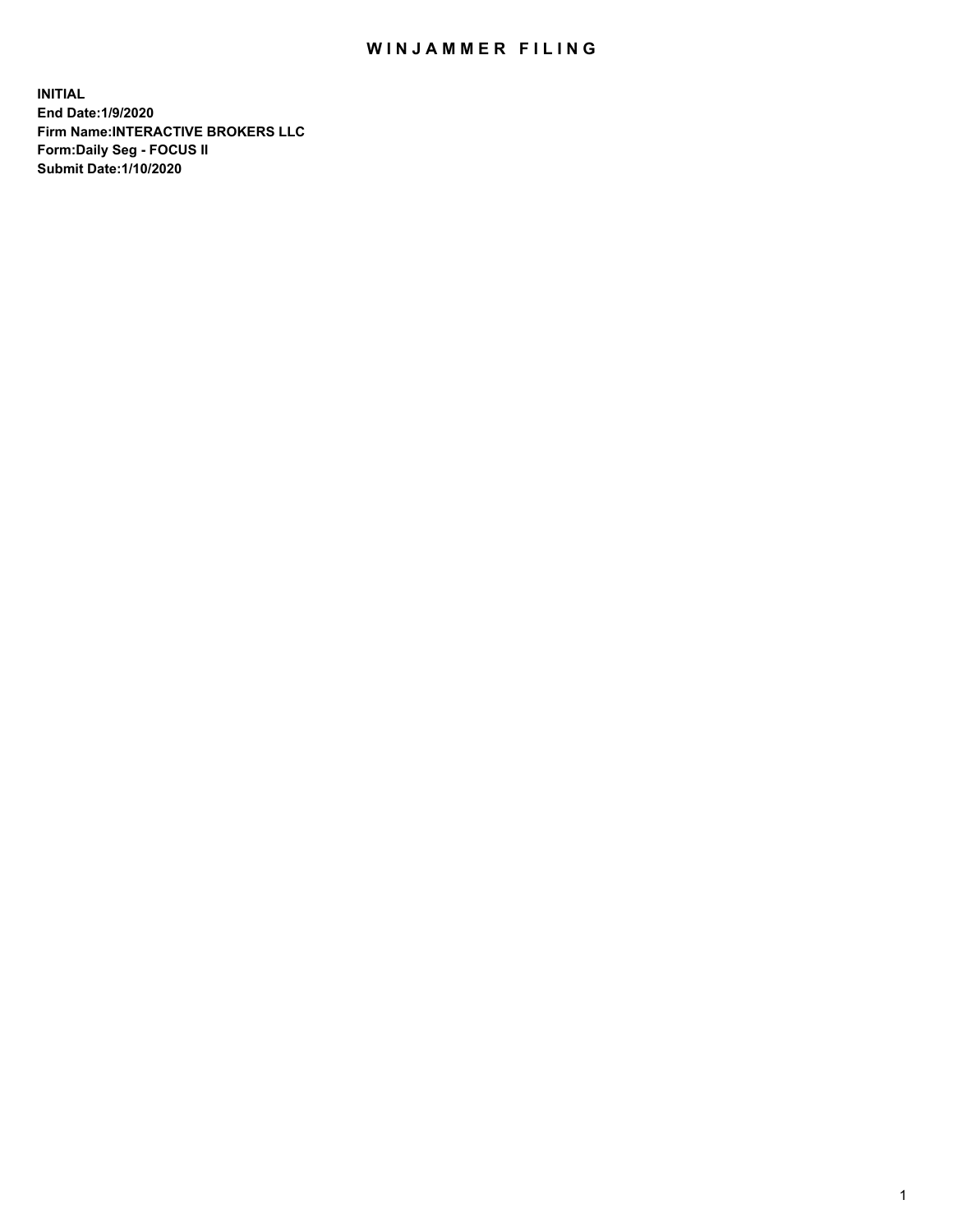# WINJAMMER FILING

**INITIAL**
**End Date:1/9/2020**
**Firm Name:INTERACTIVE BROKERS LLC**
**Form:Daily Seg - FOCUS II**
**Submit Date:1/10/2020**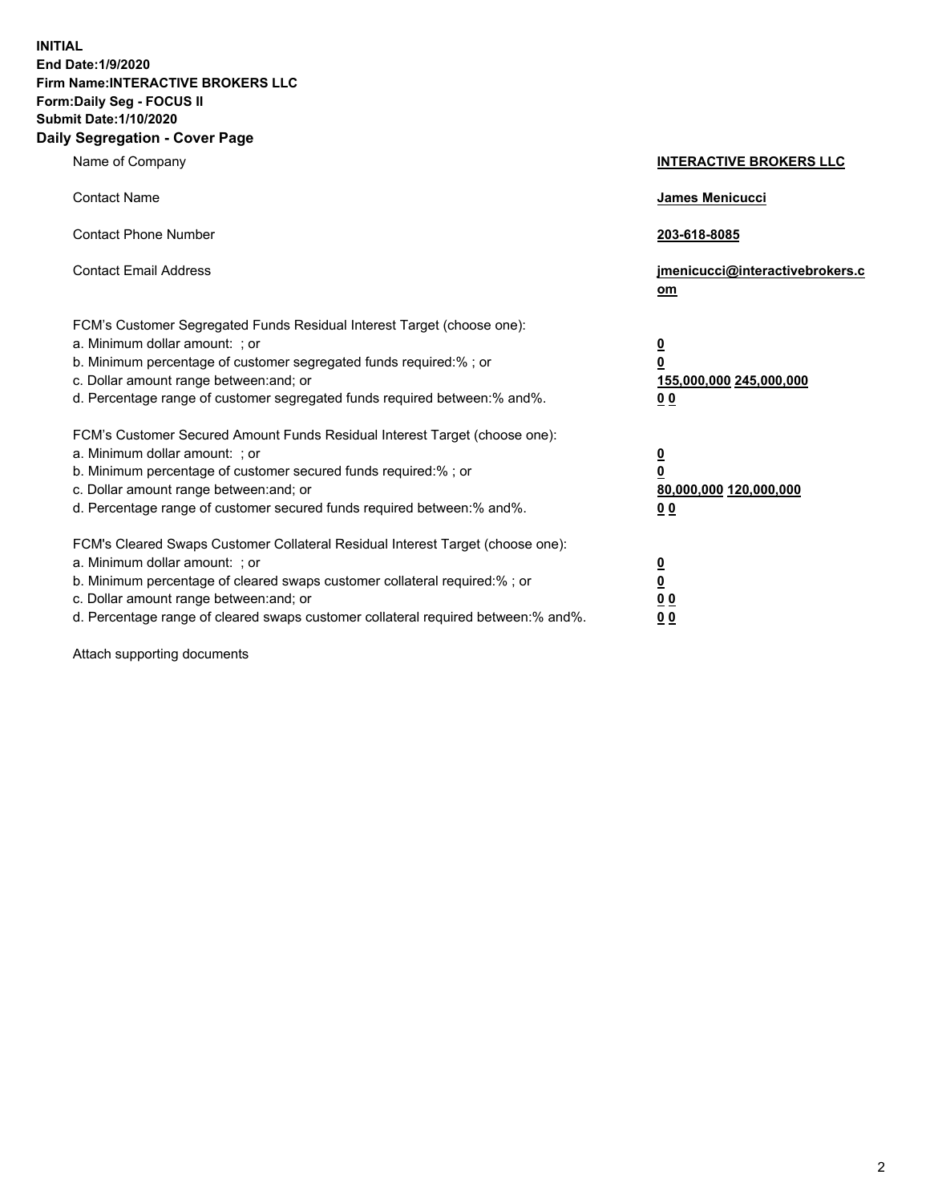**INITIAL**
**End Date:1/9/2020**
**Firm Name:INTERACTIVE BROKERS LLC**
**Form:Daily Seg - FOCUS II**
**Submit Date:1/10/2020**
**Daily Segregation - Cover Page**

| | |
|---|---|
| Name of Company | **INTERACTIVE BROKERS LLC** |
| Contact Name | **James Menicucci** |
| Contact Phone Number | **203-618-8085** |
| Contact Email Address | **jmenicucci@interactivebrokers.com** |

FCM's Customer Segregated Funds Residual Interest Target (choose one):

| | |
|---|---|
| a. Minimum dollar amount: ; or | **0** |
| b. Minimum percentage of customer segregated funds required:% ; or | **0** |
| c. Dollar amount range between:and; or | **155,000,000 245,000,000** |
| d. Percentage range of customer segregated funds required between:% and%. | **0 0** |

FCM's Customer Secured Amount Funds Residual Interest Target (choose one):

| | |
|---|---|
| a. Minimum dollar amount: ; or | **0** |
| b. Minimum percentage of customer secured funds required:% ; or | **0** |
| c. Dollar amount range between:and; or | **80,000,000 120,000,000** |
| d. Percentage range of customer secured funds required between:% and%. | **0 0** |

FCM's Cleared Swaps Customer Collateral Residual Interest Target (choose one):

| | |
|---|---|
| a. Minimum dollar amount: ; or | **0** |
| b. Minimum percentage of cleared swaps customer collateral required:% ; or | **0** |
| c. Dollar amount range between:and; or | **0 0** |
| d. Percentage range of cleared swaps customer collateral required between:% and%. | **0 0** |

Attach supporting documents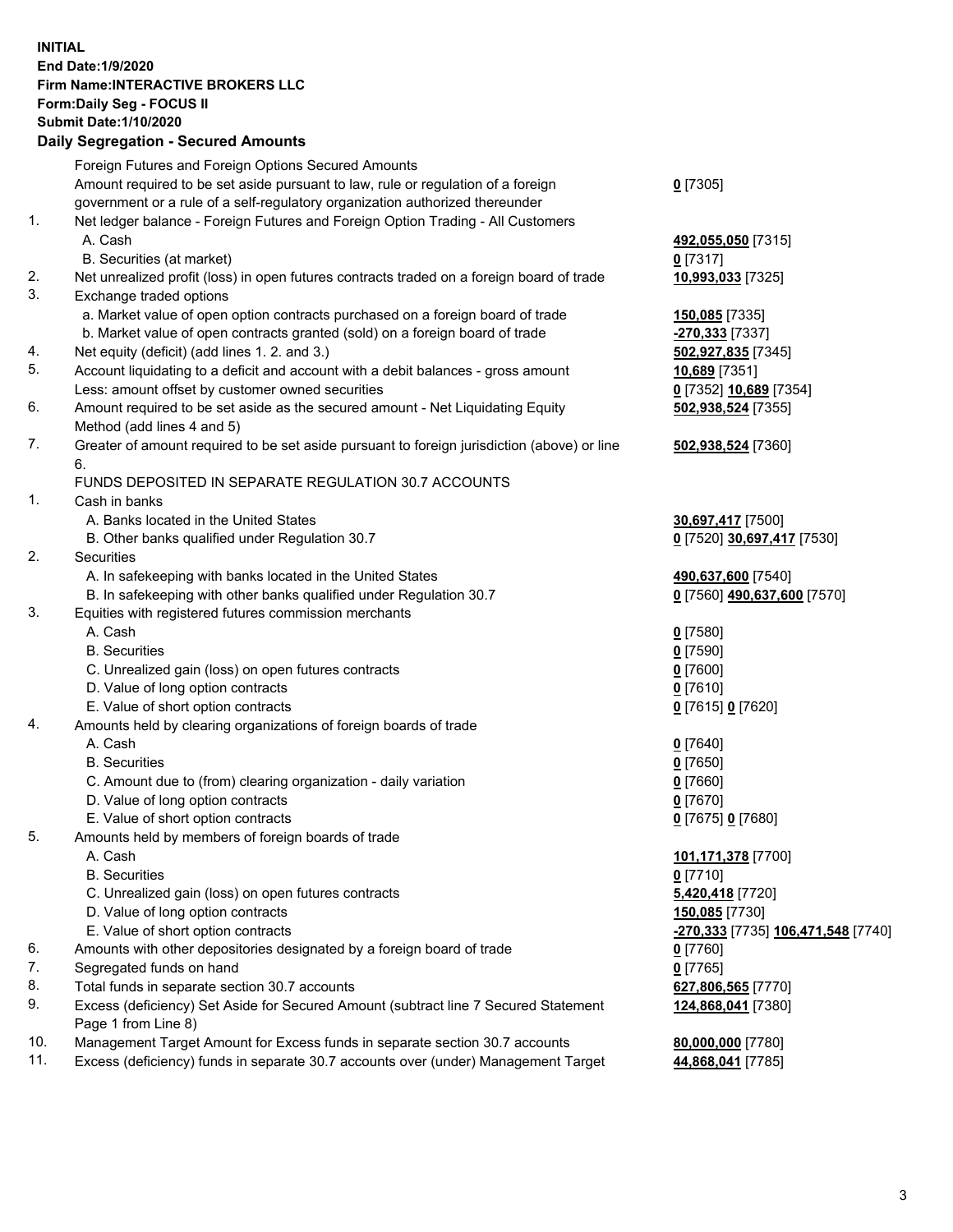**INITIAL**
**End Date:1/9/2020**
**Firm Name:INTERACTIVE BROKERS LLC**
**Form:Daily Seg - FOCUS II**
**Submit Date:1/10/2020**

## Daily Segregation - Secured Amounts

| | | |
|---|---|---|
| | Foreign Futures and Foreign Options Secured Amounts | |
| | Amount required to be set aside pursuant to law, rule or regulation of a foreign government or a rule of a self-regulatory organization authorized thereunder | **0** [7305] |
| 1. | Net ledger balance - Foreign Futures and Foreign Option Trading - All Customers | |
| | A. Cash | **492,055,050** [7315] |
| | B. Securities (at market) | **0** [7317] |
| 2. | Net unrealized profit (loss) in open futures contracts traded on a foreign board of trade | **10,993,033** [7325] |
| 3. | Exchange traded options | |
| | a. Market value of open option contracts purchased on a foreign board of trade | **150,085** [7335] |
| | b. Market value of open contracts granted (sold) on a foreign board of trade | **-270,333** [7337] |
| 4. | Net equity (deficit) (add lines 1. 2. and 3.) | **502,927,835** [7345] |
| 5. | Account liquidating to a deficit and account with a debit balances - gross amount | **10,689** [7351] |
| | Less: amount offset by customer owned securities | **0** [7352] **10,689** [7354] |
| 6. | Amount required to be set aside as the secured amount - Net Liquidating Equity Method (add lines 4 and 5) | **502,938,524** [7355] |
| 7. | Greater of amount required to be set aside pursuant to foreign jurisdiction (above) or line 6. | **502,938,524** [7360] |
| | FUNDS DEPOSITED IN SEPARATE REGULATION 30.7 ACCOUNTS | |
| 1. | Cash in banks | |
| | A. Banks located in the United States | **30,697,417** [7500] |
| | B. Other banks qualified under Regulation 30.7 | **0** [7520] **30,697,417** [7530] |
| 2. | Securities | |
| | A. In safekeeping with banks located in the United States | **490,637,600** [7540] |
| | B. In safekeeping with other banks qualified under Regulation 30.7 | **0** [7560] **490,637,600** [7570] |
| 3. | Equities with registered futures commission merchants | |
| | A. Cash | **0** [7580] |
| | B. Securities | **0** [7590] |
| | C. Unrealized gain (loss) on open futures contracts | **0** [7600] |
| | D. Value of long option contracts | **0** [7610] |
| | E. Value of short option contracts | **0** [7615] **0** [7620] |
| 4. | Amounts held by clearing organizations of foreign boards of trade | |
| | A. Cash | **0** [7640] |
| | B. Securities | **0** [7650] |
| | C. Amount due to (from) clearing organization - daily variation | **0** [7660] |
| | D. Value of long option contracts | **0** [7670] |
| | E. Value of short option contracts | **0** [7675] **0** [7680] |
| 5. | Amounts held by members of foreign boards of trade | |
| | A. Cash | **101,171,378** [7700] |
| | B. Securities | **0** [7710] |
| | C. Unrealized gain (loss) on open futures contracts | **5,420,418** [7720] |
| | D. Value of long option contracts | **150,085** [7730] |
| | E. Value of short option contracts | **-270,333** [7735] **106,471,548** [7740] |
| 6. | Amounts with other depositories designated by a foreign board of trade | **0** [7760] |
| 7. | Segregated funds on hand | **0** [7765] |
| 8. | Total funds in separate section 30.7 accounts | **627,806,565** [7770] |
| 9. | Excess (deficiency) Set Aside for Secured Amount (subtract line 7 Secured Statement Page 1 from Line 8) | **124,868,041** [7380] |
| 10. | Management Target Amount for Excess funds in separate section 30.7 accounts | **80,000,000** [7780] |
| 11. | Excess (deficiency) funds in separate 30.7 accounts over (under) Management Target | **44,868,041** [7785] |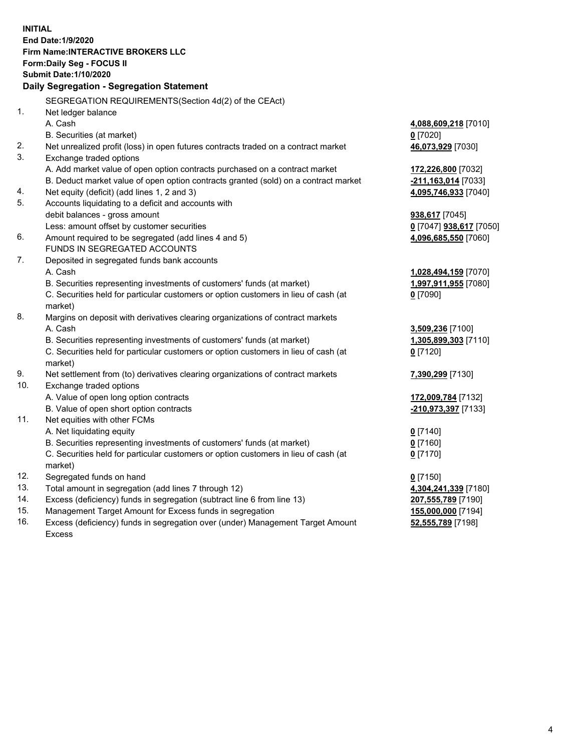**INITIAL**
**End Date:1/9/2020**
**Firm Name:INTERACTIVE BROKERS LLC**
**Form:Daily Seg - FOCUS II**
**Submit Date:1/10/2020**

**Daily Segregation - Segregation Statement**

SEGREGATION REQUIREMENTS(Section 4d(2) of the CEAct)

| | | |
|---|---|---|
| 1. | Net ledger balance | |
| | A. Cash | **4,088,609,218** [7010] |
| | B. Securities (at market) | **0** [7020] |
| 2. | Net unrealized profit (loss) in open futures contracts traded on a contract market | **46,073,929** [7030] |
| 3. | Exchange traded options | |
| | A. Add market value of open option contracts purchased on a contract market | **172,226,800** [7032] |
| | B. Deduct market value of open option contracts granted (sold) on a contract market | **-211,163,014** [7033] |
| 4. | Net equity (deficit) (add lines 1, 2 and 3) | **4,095,746,933** [7040] |
| 5. | Accounts liquidating to a deficit and accounts with | |
| | debit balances - gross amount | **938,617** [7045] |
| | Less: amount offset by customer securities | **0** [7047] **938,617** [7050] |
| 6. | Amount required to be segregated (add lines 4 and 5) | **4,096,685,550** [7060] |
| | FUNDS IN SEGREGATED ACCOUNTS | |
| 7. | Deposited in segregated funds bank accounts | |
| | A. Cash | **1,028,494,159** [7070] |
| | B. Securities representing investments of customers' funds (at market) | **1,997,911,955** [7080] |
| | C. Securities held for particular customers or option customers in lieu of cash (at market) | **0** [7090] |
| 8. | Margins on deposit with derivatives clearing organizations of contract markets | |
| | A. Cash | **3,509,236** [7100] |
| | B. Securities representing investments of customers' funds (at market) | **1,305,899,303** [7110] |
| | C. Securities held for particular customers or option customers in lieu of cash (at market) | **0** [7120] |
| 9. | Net settlement from (to) derivatives clearing organizations of contract markets | **7,390,299** [7130] |
| 10. | Exchange traded options | |
| | A. Value of open long option contracts | **172,009,784** [7132] |
| | B. Value of open short option contracts | **-210,973,397** [7133] |
| 11. | Net equities with other FCMs | |
| | A. Net liquidating equity | **0** [7140] |
| | B. Securities representing investments of customers' funds (at market) | **0** [7160] |
| | C. Securities held for particular customers or option customers in lieu of cash (at market) | **0** [7170] |
| 12. | Segregated funds on hand | **0** [7150] |
| 13. | Total amount in segregation (add lines 7 through 12) | **4,304,241,339** [7180] |
| 14. | Excess (deficiency) funds in segregation (subtract line 6 from line 13) | **207,555,789** [7190] |
| 15. | Management Target Amount for Excess funds in segregation | **155,000,000** [7194] |
| 16. | Excess (deficiency) funds in segregation over (under) Management Target Amount Excess | **52,555,789** [7198] |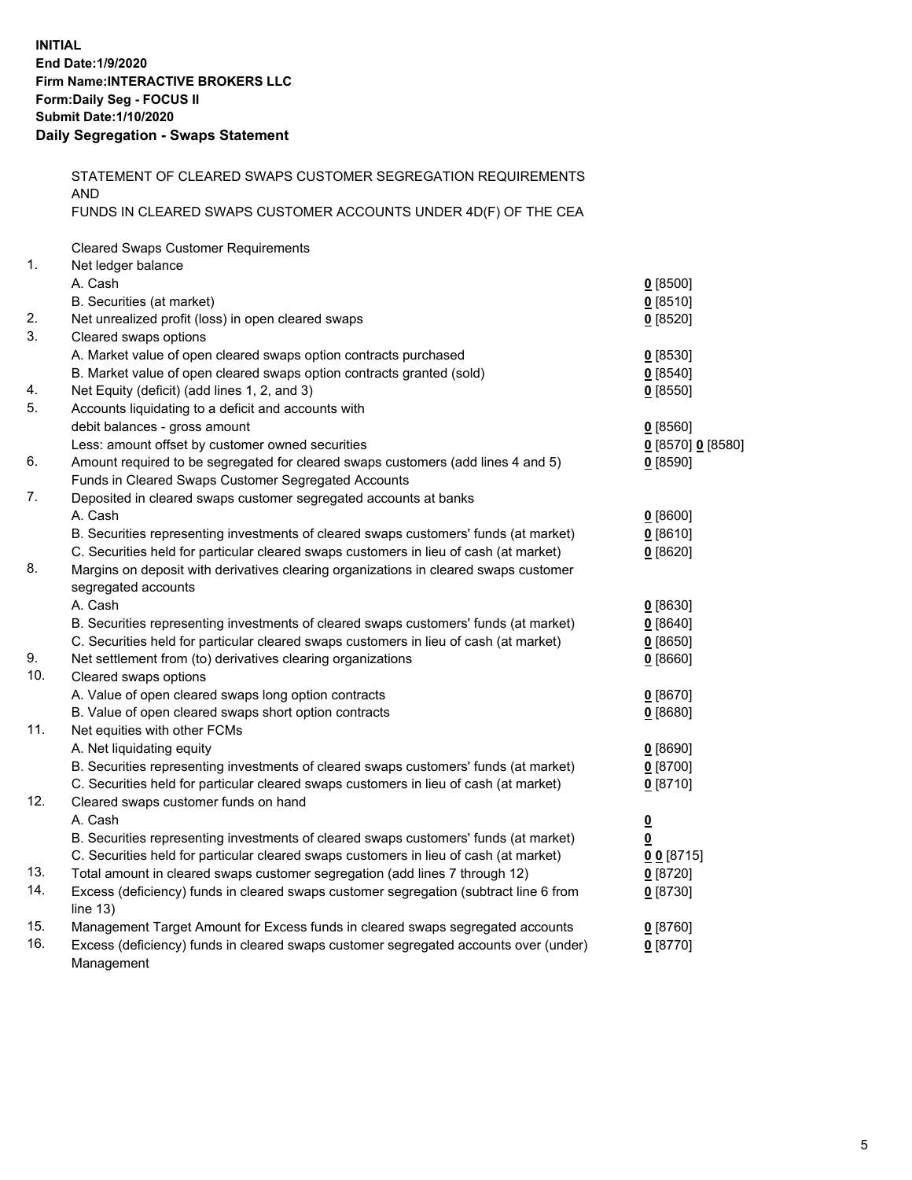**INITIAL**
**End Date:1/9/2020**
**Firm Name:INTERACTIVE BROKERS LLC**
**Form:Daily Seg - FOCUS II**
**Submit Date:1/10/2020**
**Daily Segregation - Swaps Statement**

STATEMENT OF CLEARED SWAPS CUSTOMER SEGREGATION REQUIREMENTS
AND
FUNDS IN CLEARED SWAPS CUSTOMER ACCOUNTS UNDER 4D(F) OF THE CEA

| | | |
|---|---|---|
| | Cleared Swaps Customer Requirements | |
| 1. | Net ledger balance | |
| | A. Cash | 0 [8500] |
| | B. Securities (at market) | 0 [8510] |
| 2. | Net unrealized profit (loss) in open cleared swaps | 0 [8520] |
| 3. | Cleared swaps options | |
| | A. Market value of open cleared swaps option contracts purchased | 0 [8530] |
| | B. Market value of open cleared swaps option contracts granted (sold) | 0 [8540] |
| 4. | Net Equity (deficit) (add lines 1, 2, and 3) | 0 [8550] |
| 5. | Accounts liquidating to a deficit and accounts with | |
| | debit balances - gross amount | 0 [8560] |
| | Less: amount offset by customer owned securities | 0 [8570] 0 [8580] |
| 6. | Amount required to be segregated for cleared swaps customers (add lines 4 and 5) | 0 [8590] |
| | Funds in Cleared Swaps Customer Segregated Accounts | |
| 7. | Deposited in cleared swaps customer segregated accounts at banks | |
| | A. Cash | 0 [8600] |
| | B. Securities representing investments of cleared swaps customers' funds (at market) | 0 [8610] |
| | C. Securities held for particular cleared swaps customers in lieu of cash (at market) | 0 [8620] |
| 8. | Margins on deposit with derivatives clearing organizations in cleared swaps customer segregated accounts | |
| | A. Cash | 0 [8630] |
| | B. Securities representing investments of cleared swaps customers' funds (at market) | 0 [8640] |
| | C. Securities held for particular cleared swaps customers in lieu of cash (at market) | 0 [8650] |
| 9. | Net settlement from (to) derivatives clearing organizations | 0 [8660] |
| 10. | Cleared swaps options | |
| | A. Value of open cleared swaps long option contracts | 0 [8670] |
| | B. Value of open cleared swaps short option contracts | 0 [8680] |
| 11. | Net equities with other FCMs | |
| | A. Net liquidating equity | 0 [8690] |
| | B. Securities representing investments of cleared swaps customers' funds (at market) | 0 [8700] |
| | C. Securities held for particular cleared swaps customers in lieu of cash (at market) | 0 [8710] |
| 12. | Cleared swaps customer funds on hand | |
| | A. Cash | 0 |
| | B. Securities representing investments of cleared swaps customers' funds (at market) | 0 |
| | C. Securities held for particular cleared swaps customers in lieu of cash (at market) | 0 0 [8715] |
| 13. | Total amount in cleared swaps customer segregation (add lines 7 through 12) | 0 [8720] |
| 14. | Excess (deficiency) funds in cleared swaps customer segregation (subtract line 6 from line 13) | 0 [8730] |
| 15. | Management Target Amount for Excess funds in cleared swaps segregated accounts | 0 [8760] |
| 16. | Excess (deficiency) funds in cleared swaps customer segregated accounts over (under) Management | 0 [8770] |